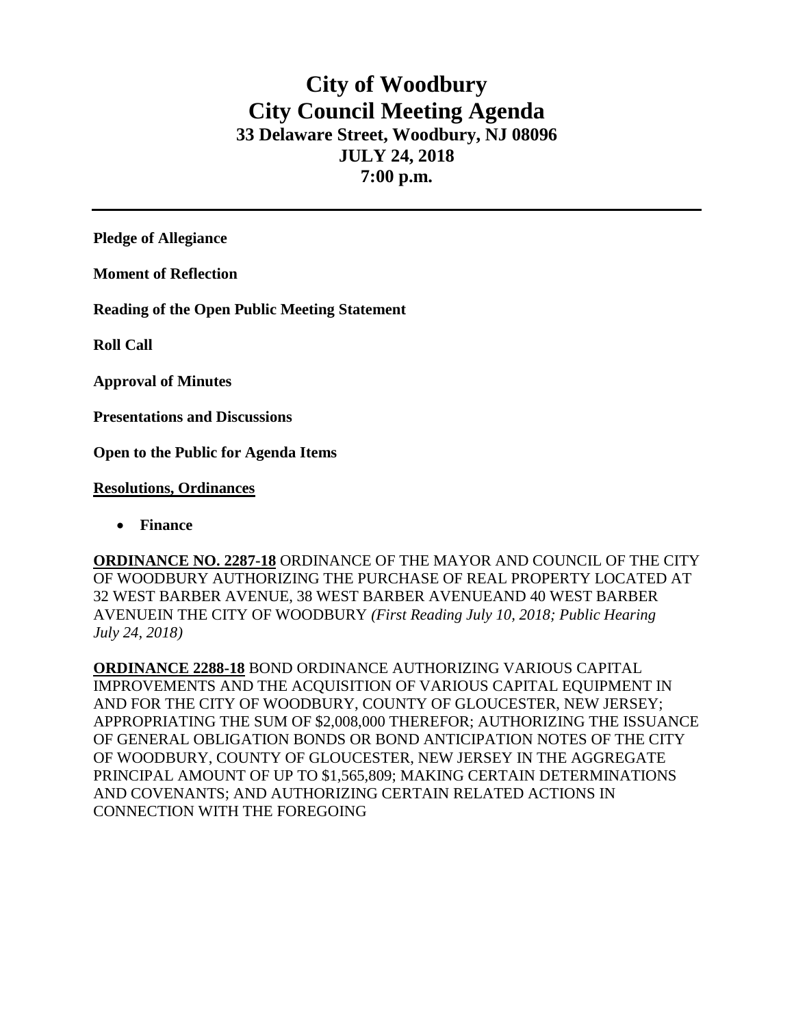# City of Woodbury
# City Council Meeting Agenda
### 33 Delaware Street, Woodbury, NJ 08096
### JULY 24, 2018
### 7:00 p.m.

---

**Pledge of Allegiance**

**Moment of Reflection**

**Reading of the Open Public Meeting Statement**

**Roll Call**

**Approval of Minutes**

**Presentations and Discussions**

**Open to the Public for Agenda Items**

**Resolutions, Ordinances**

- **Finance**

**ORDINANCE NO. 2287-18** ORDINANCE OF THE MAYOR AND COUNCIL OF THE CITY OF WOODBURY AUTHORIZING THE PURCHASE OF REAL PROPERTY LOCATED AT 32 WEST BARBER AVENUE, 38 WEST BARBER AVENUEAND 40 WEST BARBER AVENUEIN THE CITY OF WOODBURY *(First Reading July 10, 2018; Public Hearing July 24, 2018)*

**ORDINANCE 2288-18** BOND ORDINANCE AUTHORIZING VARIOUS CAPITAL IMPROVEMENTS AND THE ACQUISITION OF VARIOUS CAPITAL EQUIPMENT IN AND FOR THE CITY OF WOODBURY, COUNTY OF GLOUCESTER, NEW JERSEY; APPROPRIATING THE SUM OF $2,008,000 THEREFOR; AUTHORIZING THE ISSUANCE OF GENERAL OBLIGATION BONDS OR BOND ANTICIPATION NOTES OF THE CITY OF WOODBURY, COUNTY OF GLOUCESTER, NEW JERSEY IN THE AGGREGATE PRINCIPAL AMOUNT OF UP TO $1,565,809; MAKING CERTAIN DETERMINATIONS AND COVENANTS; AND AUTHORIZING CERTAIN RELATED ACTIONS IN CONNECTION WITH THE FOREGOING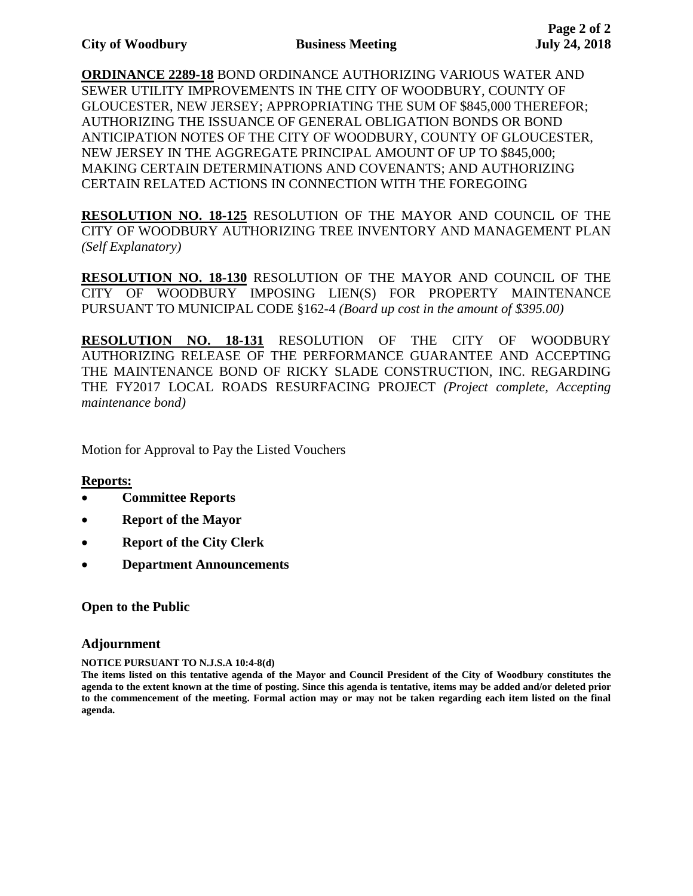**ORDINANCE 2289-18** BOND ORDINANCE AUTHORIZING VARIOUS WATER AND SEWER UTILITY IMPROVEMENTS IN THE CITY OF WOODBURY, COUNTY OF GLOUCESTER, NEW JERSEY; APPROPRIATING THE SUM OF $845,000 THEREFOR; AUTHORIZING THE ISSUANCE OF GENERAL OBLIGATION BONDS OR BOND ANTICIPATION NOTES OF THE CITY OF WOODBURY, COUNTY OF GLOUCESTER, NEW JERSEY IN THE AGGREGATE PRINCIPAL AMOUNT OF UP TO $845,000; MAKING CERTAIN DETERMINATIONS AND COVENANTS; AND AUTHORIZING CERTAIN RELATED ACTIONS IN CONNECTION WITH THE FOREGOING

**RESOLUTION NO. 18-125** RESOLUTION OF THE MAYOR AND COUNCIL OF THE CITY OF WOODBURY AUTHORIZING TREE INVENTORY AND MANAGEMENT PLAN *(Self Explanatory)*

**RESOLUTION NO. 18-130** RESOLUTION OF THE MAYOR AND COUNCIL OF THE CITY OF WOODBURY IMPOSING LIEN(S) FOR PROPERTY MAINTENANCE PURSUANT TO MUNICIPAL CODE §162-4 *(Board up cost in the amount of $395.00)*

**RESOLUTION NO. 18-131** RESOLUTION OF THE CITY OF WOODBURY AUTHORIZING RELEASE OF THE PERFORMANCE GUARANTEE AND ACCEPTING THE MAINTENANCE BOND OF RICKY SLADE CONSTRUCTION, INC. REGARDING THE FY2017 LOCAL ROADS RESURFACING PROJECT *(Project complete, Accepting maintenance bond)*

Motion for Approval to Pay the Listed Vouchers

**Reports:**

- **Committee Reports**
- **Report of the Mayor**
- **Report of the City Clerk**
- **Department Announcements**

### Open to the Public

### Adjournment

**NOTICE PURSUANT TO N.J.S.A 10:4-8(d)**

**The items listed on this tentative agenda of the Mayor and Council President of the City of Woodbury constitutes the agenda to the extent known at the time of posting. Since this agenda is tentative, items may be added and/or deleted prior to the commencement of the meeting. Formal action may or may not be taken regarding each item listed on the final agenda.**